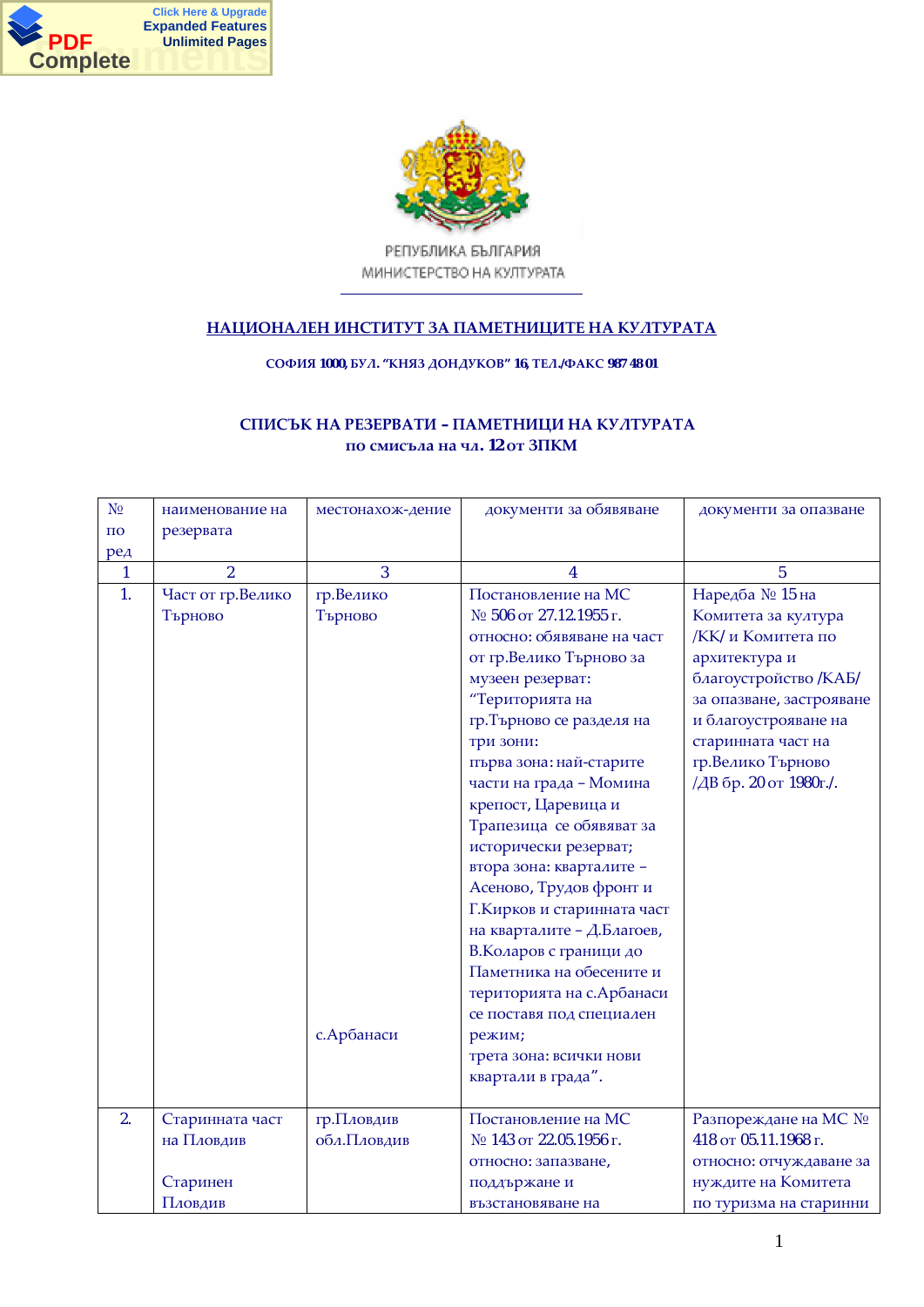РЕПУБЛИКА БЪЛГАРИЯ
МИНИСТЕРСТВО НА КУЛТУРАТА

## НАЦИОНАЛЕН ИНСТИТУТ ЗА ПАМЕТНИЦИТЕ НА КУЛТУРАТА

**СОФИЯ 1000, БУЛ. "КНЯЗ ДОНДУКОВ" 16, ТЕЛ./ФАКС 987 48 01**

### СПИСЪК НА РЕЗЕРВАТИ – ПАМЕТНИЦИ НА КУЛТУРАТА
### по смисъла на чл. 12 от ЗПКМ

| № по ред | наименование на резервата | местонахож-дение | документи за обявяване | документи за опазване |
|---|---|---|---|---|
| 1 | 2 | 3 | 4 | 5 |
| 1. | Част от гр.Велико Търново | гр.Велико Търново<br><br>с.Арбанаси | Постановление на МС № 506 от 27.12.1955 г. относно: обявяване на част от гр.Велико Търново за музеен резерват: "Територията на гр.Търново се разделя на три зони: първа зона: най-старите части на града – Момина крепост, Царевица и Трапезица се обявяват за исторически резерват; втора зона: кварталите – Асеново, Трудов фронт и Г.Кирков и старинната част на кварталите – Д.Благоев, В.Коларов с граници до Паметника на обесените и територията на с.Арбанаси се поставя под специален режим; трета зона: всички нови квартали в града". | Наредба № 15 на Комитета за култура /КК/ и Комитета по архитектура и благоустройство /КАБ/ за опазване, застрояване и благоустрояване на старинната част на гр.Велико Търново /ДВ бр. 20 от 1980г./. |
| 2. | Старинната част на Пловдив<br><br>Старинен Пловдив | гр.Пловдив обл.Пловдив | Постановление на МС № 143 от 22.05.1956 г. относно: запазване, поддържане и възстановяване на | Разпореждане на МС № 418 от 05.11.1968 г. относно: отчуждаване за нуждите на Комитета по туризма на старинни |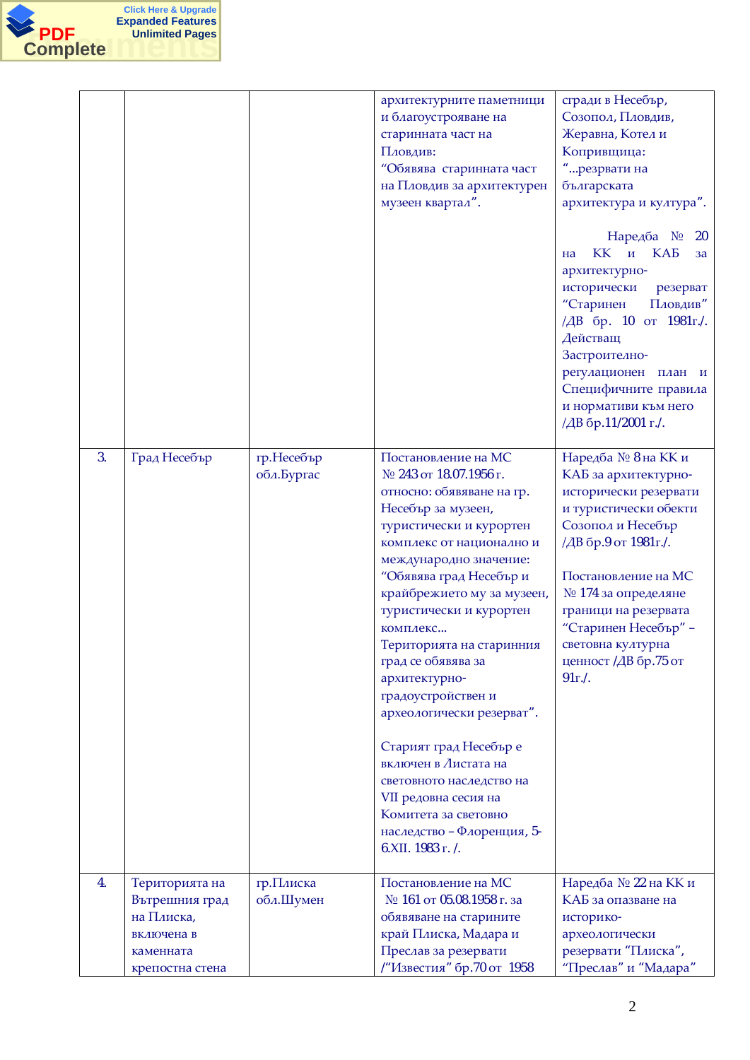|  |  |  |  |  |
|---|---|---|---|---|
|  |  |  | архитектурните паметници и благоустрояване на старинната част на Пловдив: “Обявява старинната част на Пловдив за архитектурен музеен квартал”. | сгради в Несебър, Созопол, Пловдив, Жеравна, Котел и Копривщица: “...резрвати на българската архитектура и култура”. <br><br> Наредба № 20 на КК и КАБ за архитектурно-исторически резерват “Старинен Пловдив” /ДВ бр. 10 от 1981г./. Действащ Застроително-регулационен план и Специфичните правила и нормативи към него /ДВ бр.11/2001 г./. |
| 3. | Град Несебър | гр.Несебър обл.Бургас | Постановление на МС № 243 от 18.07.1956 г. относно: обявяване на гр. Несебър за музеен, туристически и курортен комплекс от национално и международно значение: “Обявява град Несебър и крайбрежието му за музеен, туристически и курортен комплекс... Територията на старинния град се обявява за архитектурно-градоустройствен и археологически резерват”. <br><br> Старият град Несебър е включен в Листата на световното наследство на VII редовна сесия на Комитета за световно наследство – Флоренция, 5-6.XII. 1983 г. /. | Наредба № 8 на КК и КАБ за архитектурно-исторически резервати и туристически обекти Созопол и Несебър /ДВ бр.9 от 1981г./. <br><br> Постановление на МС № 174 за определяне граници на резервата “Старинен Несебър” – световна културна ценност /ДВ бр.75 от 91г./. |
| 4. | Територията на Вътрешния град на Плиска, включена в каменната крепостна стена | гр.Плиска обл.Шумен | Постановление на МС № 161 от 05.08.1958 г. за обявяване на старините край Плиска, Мадара и Преслав за резервати /“Известия” бр.70 от 1958 | Наредба № 22 на КК и КАБ за опазване на историко-археологически резервати “Плиска”, “Преслав” и “Мадара” |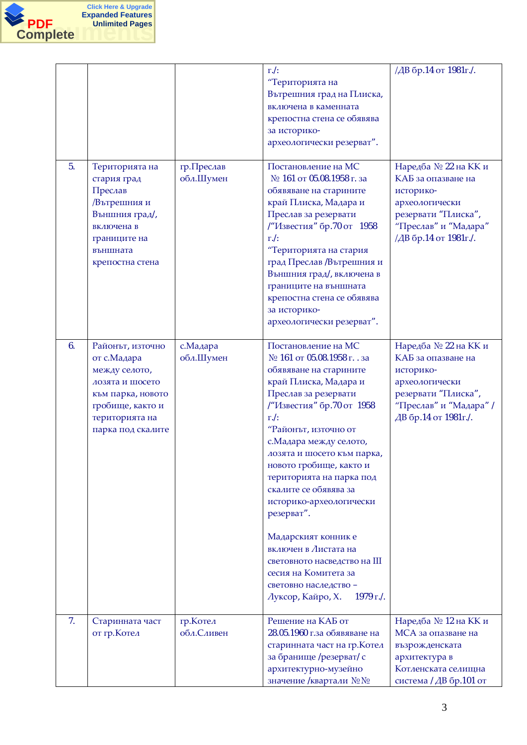| | | | | |
|---|---|---|---|---|
| | | | г./: "Територията на Вътрешния град на Плиска, включена в каменната крепостна стена се обявява за историко-археологически резерват". | /ДВ бр.14 от 1981г./. |
| 5. | Територията на стария град Преслав /Вътрешния и Външния град/, включена в границите на външната крепостна стена | гр.Преслав обл.Шумен | Постановление на МС № 161 от 05.08.1958 г. за обявяване на старините край Плиска, Мадара и Преслав за резервати /"Известия" бр.70 от 1958 г./: "Територията на стария град Преслав /Вътрешния и Външния град/, включена в границите на външната крепостна стена се обявява за историко-археологически резерват". | Наредба № 22 на КК и КАБ за опазване на историко-археологически резервати "Плиска", "Преслав" и "Мадара" /ДВ бр.14 от 1981г./. |
| 6. | Районът, източно от с.Мадара между селото, лозята и шосето към парка, новото гробище, както и територията на парка под скалите | с.Мадара обл.Шумен | Постановление на МС № 161 от 05.08.1958 г. . за обявяване на старините край Плиска, Мадара и Преслав за резервати /"Известия" бр.70 от 1958 г./: "Районът, източно от с.Мадара между селото, лозята и шосето към парка, новото гробище, както и територията на парка под скалите се обявява за историко-археологически резерват". Мадарският конник е включен в Листата на световното насведство на III сесия на Комитета за световно наследство – Луксор, Кайро, Х. 1979 г./. | Наредба № 22 на КК и КАБ за опазване на историко-археологически резервати "Плиска", "Преслав" и "Мадара" / ДВ бр.14 от 1981г./. |
| 7. | Старинната част от гр.Котел | гр.Котел обл.Сливен | Решение на КАБ от 28.05.1960 г.за обявяване на старинната част на гр.Котел за бранище /резерват/ с архитектурно-музейно значение /квартали №№ | Наредба № 12 на КК и МСА за опазване на възрожденската архитектура в Котленската селищна система / ДВ бр.101 от |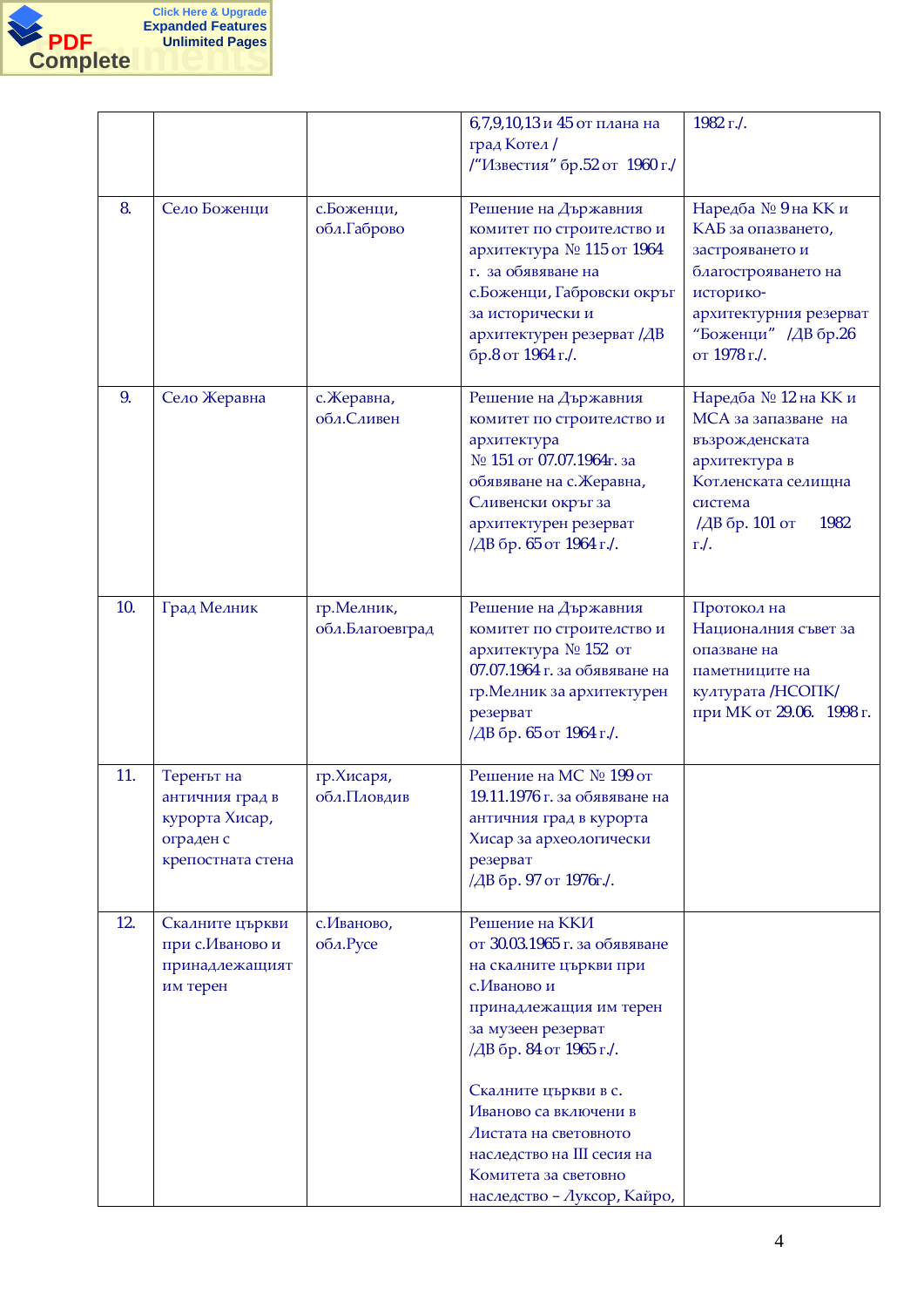| | | | | |
|---|---|---|---|---|
| | | | 6,7,9,10,13 и 45 от плана на град Котел / /"Известия" бр.52 от 1960 г./ | 1982 г./. |
| 8. | Село Боженци | с.Боженци, обл.Габрово | Решение на Държавния комитет по строителство и архитектура № 115 от 1964 г. за обявяване на с.Боженци, Габровски окръг за исторически и архитектурен резерват /ДВ бр.8 от 1964 г./. | Наредба № 9 на КК и КАБ за опазването, застрояването и благоустрояването на историко-архитектурния резерват "Боженци" /ДВ бр.26 от 1978 г./. |
| 9. | Село Жеравна | с.Жеравна, обл.Сливен | Решение на Държавния комитет по строителство и архитектура № 151 от 07.07.1964г. за обявяване на с.Жеравна, Сливенски окръг за архитектурен резерват /ДВ бр. 65 от 1964 г./. | Наредба № 12 на КК и МСА за запазване на възрожденската архитектура в Котленската селищна система /ДВ бр. 101 от 1982 г./. |
| 10. | Град Мелник | гр.Мелник, обл.Благоевград | Решение на Държавния комитет по строителство и архитектура № 152 от 07.07.1964 г. за обявяване на гр.Мелник за архитектурен резерват /ДВ бр. 65 от 1964 г./. | Протокол на Националния съвет за опазване на паметниците на културата /НСОПК/ при МК от 29.06. 1998 г. |
| 11. | Теренът на античния град в курорта Хисар, ограден с крепостната стена | гр.Хисаря, обл.Пловдив | Решение на МС № 199 от 19.11.1976 г. за обявяване на античния град в курорта Хисар за археологически резерват /ДВ бр. 97 от 1976г./. | |
| 12. | Скалните църкви при с.Иваново и принадлежащият им терен | с.Иваново, обл.Русе | Решение на ККИ от 30.03.1965 г. за обявяване на скалните църкви при с.Иваново и принадлежащия им терен за музеен резерват /ДВ бр. 84 от 1965 г./.<br><br>Скалните църкви в с. Иваново са включени в Листата на световното наследство на III сесия на Комитета за световно наследство – Луксор, Кайро, | |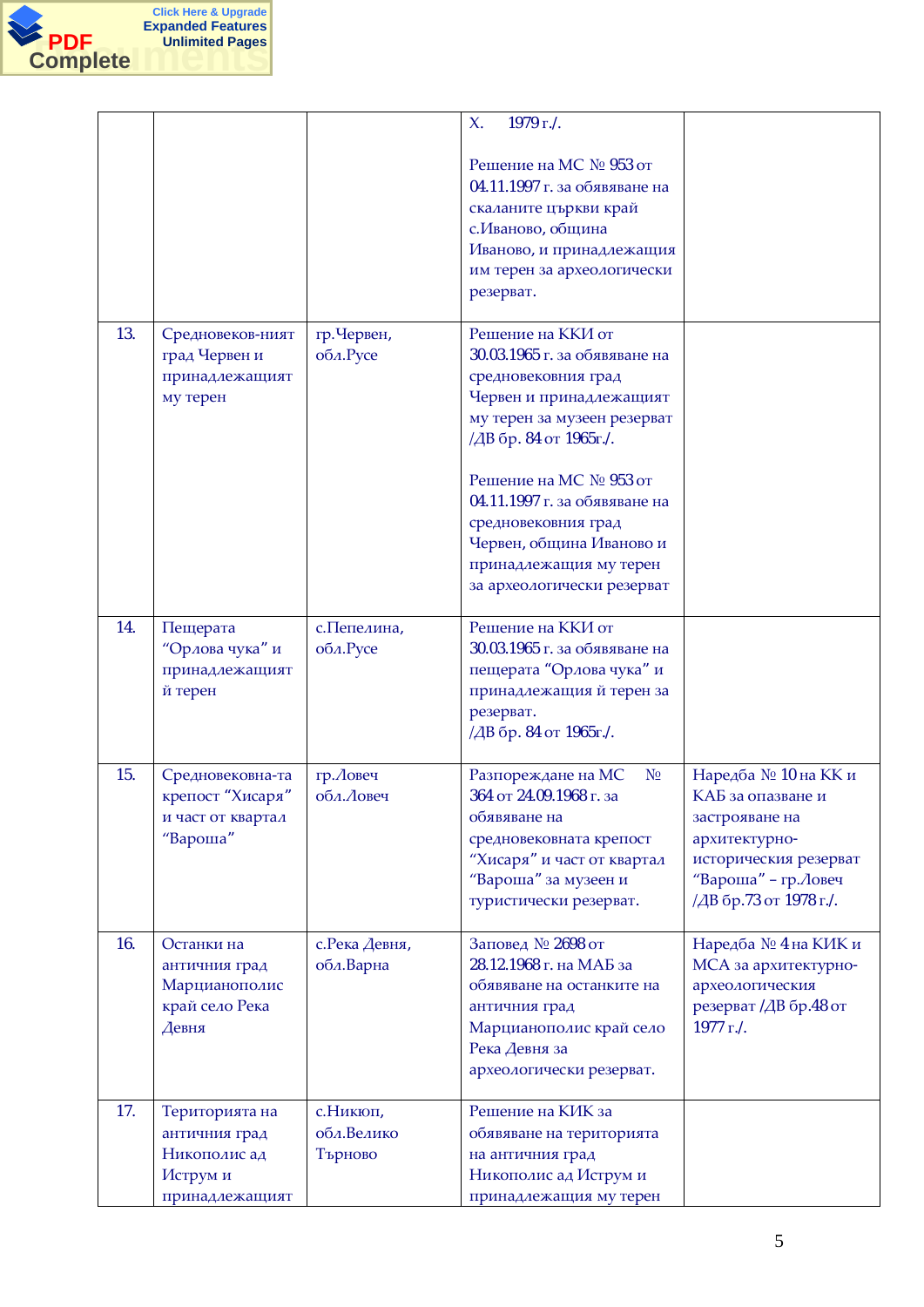| | | | | |
|---|---|---|---|---|
| | | | Х. 1979 г./.<br><br>Решение на МС № 953 от 04.11.1997 г. за обявяване на скаланите църкви край с.Иваново, община Иваново, и принадлежащия им терен за археологически резерват. | |
| 13. | Средновеков-ният град Червен и принадлежащият му терен | гр.Червен, обл.Русе | Решение на ККИ от 30.03.1965 г. за обявяване на средновековния град Червен и принадлежащият му терен за музеен резерват /ДВ бр. 84 от 1965г./.<br><br>Решение на МС № 953 от 04.11.1997 г. за обявяване на средновековния град Червен, община Иваново и принадлежащия му терен за археологически резерват | |
| 14. | Пещерата "Орлова чука" и принадлежащият й терен | с.Пепелина, обл.Русе | Решение на ККИ от 30.03.1965 г. за обявяване на пещерата "Орлова чука" и принадлежащия й терен за резерват.<br>/ДВ бр. 84 от 1965г./. | |
| 15. | Средновековна-та крепост "Хисаря" и част от квартал "Вароша" | гр.Ловеч обл.Ловеч | Разпореждане на МС № 364 от 24.09.1968 г. за обявяване на средновековната крепост "Хисаря" и част от квартал "Вароша" за музеен и туристически резерват. | Наредба № 10 на КК и КАБ за опазване и застрояване на архитектурно-историческия резерват "Вароша" – гр.Ловеч /ДВ бр.73 от 1978 г./. |
| 16. | Останки на античния град Марцианополис край село Река Девня | с.Река Девня, обл.Варна | Заповед № 2698 от 28.12.1968 г. на МАБ за обявяване на останките на античния град Марцианополис край село Река Девня за археологически резерват. | Наредба № 4 на КИК и МСА за архитектурно-археологическия резерват /ДВ бр.48 от 1977 г./. |
| 17. | Територията на античния град Никополис ад Иструм и принадлежащият | с.Никюп, обл.Велико Търново | Решение на КИК за обявяване на територията на античния град Никополис ад Иструм и принадлежащия му терен | |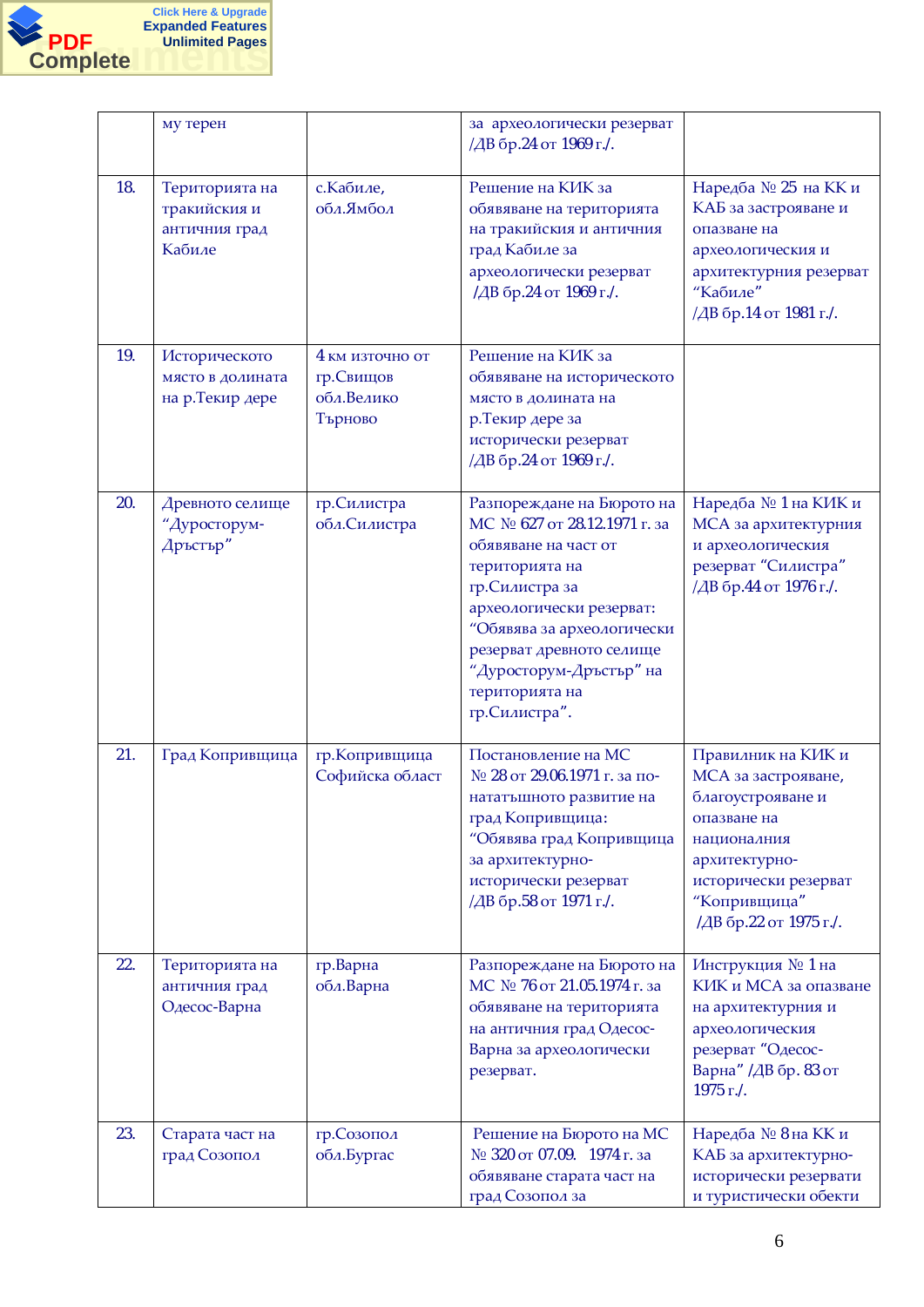|  |  |  |  |  |
|---|---|---|---|---|
|  | му терен |  | за археологически резерват /ДВ бр.24 от 1969 г./. |  |
| 18. | Територията на тракийския и античния град Кабиле | с.Кабиле, обл.Ямбол | Решение на КИК за обявяване на територията на тракийския и античния град Кабиле за археологически резерват /ДВ бр.24 от 1969 г./. | Наредба № 25 на КК и КАБ за застрояване и опазване на археологическия и архитектурния резерват "Кабиле" /ДВ бр.14 от 1981 г./. |
| 19. | Историческото място в долината на р.Текир дере | 4 км източно от гр.Свищов обл.Велико Търново | Решение на КИК за обявяване на историческото място в долината на р.Текир дере за исторически резерват /ДВ бр.24 от 1969 г./. |  |
| 20. | Древното селище "Дуросторум-Дръстър" | гр.Силистра обл.Силистра | Разпореждане на Бюрото на МС № 627 от 28.12.1971 г. за обявяване на част от територията на гр.Силистра за археологически резерват: "Обявява за археологически резерват древното селище "Дуросторум-Дръстър" на територията на гр.Силистра". | Наредба № 1 на КИК и МСА за архитектурния и археологическия резерват "Силистра" /ДВ бр.44 от 1976 г./. |
| 21. | Град Копривщица | гр.Копривщица Софийска област | Постановление на МС № 28 от 29.06.1971 г. за по-нататъшното развитие на град Копривщица: "Обявява град Копривщица за архитектурно-исторически резерват /ДВ бр.58 от 1971 г./. | Правилник на КИК и МСА за застрояване, благоустрояване и опазване на националния архитектурно-исторически резерват "Копривщица" /ДВ бр.22 от 1975 г./. |
| 22. | Територията на античния град Одесос-Варна | гр.Варна обл.Варна | Разпореждане на Бюрото на МС № 76 от 21.05.1974 г. за обявяване на територията на античния град Одесос-Варна за археологически резерват. | Инструкция № 1 на КИК и МСА за опазване на архитектурния и археологическия резерват "Одесос-Варна" /ДВ бр. 83 от 1975 г./. |
| 23. | Старата част на град Созопол | гр.Созопол обл.Бургас | Решение на Бюрото на МС № 320 от 07.09. 1974 г. за обявяване старата част на град Созопол за | Наредба № 8 на КК и КАБ за архитектурно-исторически резервати и туристически обекти |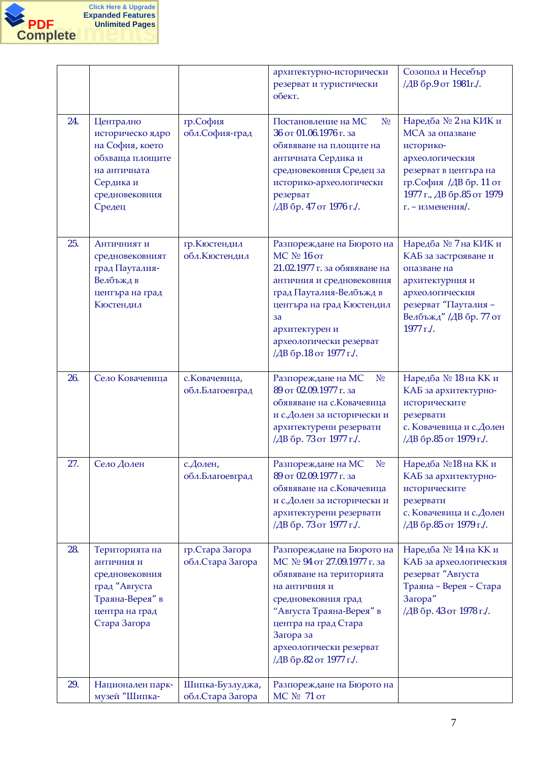| | | | | |
|---|---|---|---|---|
| | | | архитектурно-исторически резерват и туристически обект. | Созопол и Несебър /ДВ бр.9 от 1981г./. |
| 24. | Централно историческо ядро на София, което обхваща площите на античната Сердика и средновековния Средец | гр.София обл.София-град | Постановление на МС № 36 от 01.06.1976 г. за обявяване на площите на античната Сердика и средновековния Средец за историко-археологически резерват /ДВ бр. 47 от 1976 г./. | Наредба № 2 на КИК и МСА за опазване историко-археологическия резерват в центъра на гр.София /ДВ бр. 11 от 1977 г., ДВ бр.85 от 1979 г. – изменения/. |
| 25. | Античният и средновековният град Пауталия-Велбъжд в центъра на град Кюстендил | гр.Кюстендил обл.Кюстендил | Разпореждане на Бюрото на МС № 16 от 21.02.1977 г. за обявяване на античния и средновековния град Пауталия-Велбъжд в центъра на град Кюстендил за архитектурен и археологически резерват /ДВ бр.18 от 1977 г./. | Наредба № 7 на КИК и КАБ за застрояване и опазване на архитектурния и археологическия резерват "Пауталия – Велбъжд" /ДВ бр. 77 от 1977 г./. |
| 26. | Село Ковачевица | с.Ковачевица, обл.Благоевград | Разпореждане на МС № 89 от 02.09.1977 г. за обявяване на с.Ковачевица и с.Долен за исторически и архитектурени резервати /ДВ бр. 73 от 1977 г./. | Наредба № 18 на КК и КАБ за архитектурно-историческите резервати с. Ковачевица и с.Долен /ДВ бр.85 от 1979 г./. |
| 27. | Село Долен | с.Долен, обл.Благоевград | Разпореждане на МС № 89 от 02.09.1977 г. за обявяване на с.Ковачевица и с.Долен за исторически и архитектурени резервати /ДВ бр. 73 от 1977 г./. | Наредба №18 на КК и КАБ за архитектурно-историческите резервати с. Ковачевица и с.Долен /ДВ бр.85 от 1979 г./. |
| 28. | Територията на античния и средновековния град "Августа Траяна-Верея" в центра на град Стара Загора | гр.Стара Загора обл.Стара Загора | Разпореждане на Бюрото на МС № 94 от 27.09.1977 г. за обявяване на територията на античния и средновековния град "Августа Траяна-Верея" в центра на град Стара Загора за археологически резерват /ДВ бр.82 от 1977 г./. | Наредба № 14 на КК и КАБ за археологическия резерват "Августа Траяна – Верея – Стара Загора" /ДВ бр. 43 от 1978 г./. |
| 29. | Национален парк-музей "Шипка- | Шипка-Бузлуджа, обл.Стара Загора | Разпореждане на Бюрото на МС № 71 от | |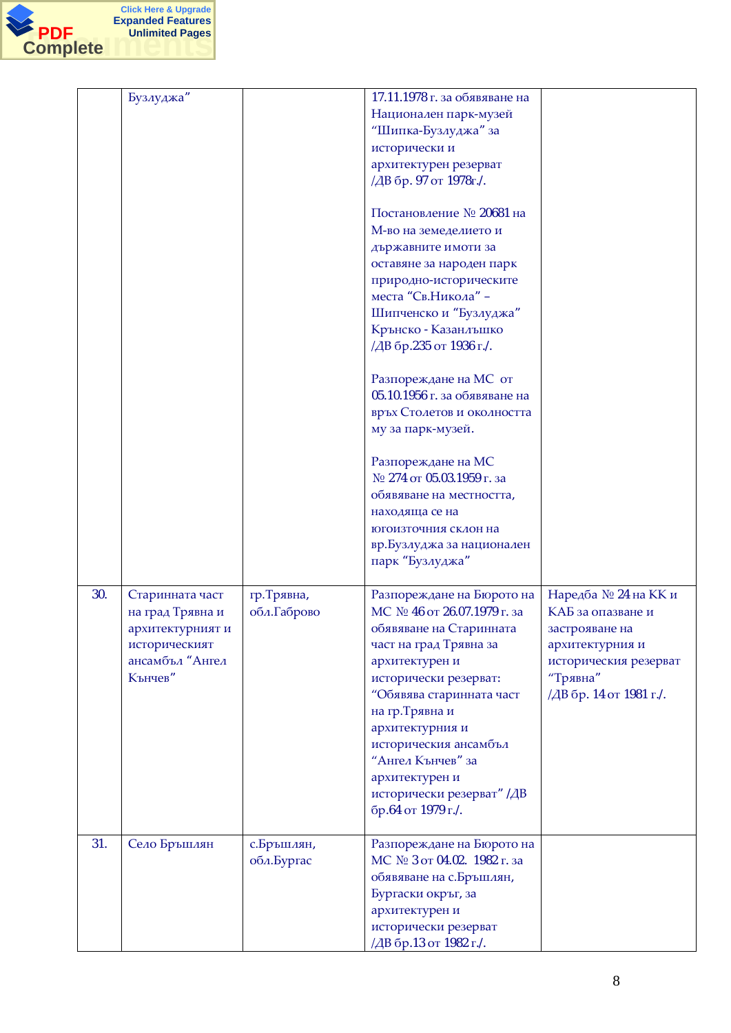| | | | | |
|---|---|---|---|---|
| | Бузлуджа” | | 17.11.1978 г. за обявяване на Национален парк-музей “Шипка-Бузлуджа” за исторически и архитектурен резерват /ДВ бр. 97 от 1978г./.<br><br>Постановление № 20681 на М-во на земеделието и държавните имоти за оставяне за народен парк природно-историческите места “Св.Никола” – Шипченско и “Бузлуджа” Крънско - Казанлъшко /ДВ бр.235 от 1936 г./.<br><br>Разпореждане на МС от 05.10.1956 г. за обявяване на връх Столетов и околността му за парк-музей.<br><br>Разпореждане на МС № 274 от 05.03.1959 г. за обявяване на местността, находяща се на югоизточния склон на вр.Бузлуджа за национален парк “Бузлуджа” | |
| 30. | Старинната част на град Трявна и архитектурният и историческият ансамбъл “Ангел Кънчев” | гр.Трявна, обл.Габрово | Разпореждане на Бюрото на МС № 46 от 26.07.1979 г. за обявяване на Старинната част на град Трявна за архитектурен и исторически резерват: “Обявява старинната част на гр.Трявна и архитектурния и историческия ансамбъл “Ангел Кънчев” за архитектурен и исторически резерват” /ДВ бр.64 от 1979 г./. | Наредба № 24 на КК и КАБ за опазване и застрояване на архитектурния и историческия резерват “Трявна” /ДВ бр. 14 от 1981 г./. |
| 31. | Село Бръшлян | с.Бръшлян, обл.Бургас | Разпореждане на Бюрото на МС № 3 от 04.02. 1982 г. за обявяване на с.Бръшлян, Бургаски окръг, за архитектурен и исторически резерват /ДВ бр.13 от 1982 г./. | |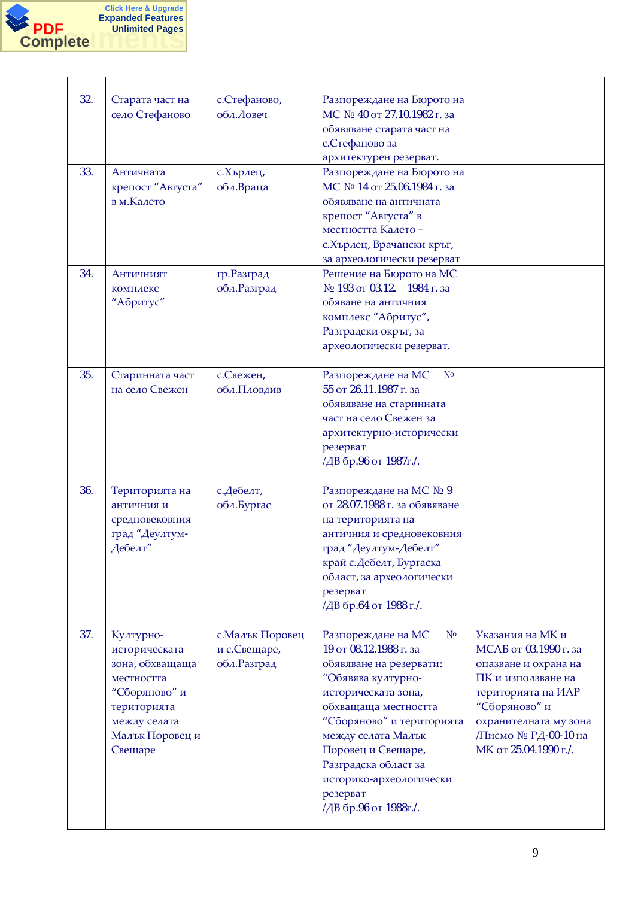| | | | | |
|---|---|---|---|---|
| 32. | Старата част на село Стефаново | с.Стефаново, обл.Ловеч | Разпореждане на Бюрото на МС № 40 от 27.10.1982 г. за обявяване старата част на с.Стефаново за архитектурен резерват. | |
| 33. | Античната крепост "Августа" в м.Калето | с.Хърлец, обл.Враца | Разпореждане на Бюрото на МС № 14 от 25.06.1984 г. за обявяване на античната крепост "Августа" в местността Калето – с.Хърлец, Врачански крък, за археологически резерват | |
| 34. | Античният комплекс "Абритус" | гр.Разград обл.Разград | Решение на Бюрото на МС № 193 от 03.12. 1984 г. за обяване на античния комплекс "Абритус", Разградски окръг, за археологически резерват. | |
| 35. | Старинната част на село Свежен | с.Свежен, обл.Пловдив | Разпореждане на МС № 55 от 26.11.1987 г. за обявяване на старинната част на село Свежен за архитектурно-исторически резерват /ДВ бр.96 от 1987г./. | |
| 36. | Територията на античния и средновековния град "Деултум-Дебелт" | с.Дебелт, обл.Бургас | Разпореждане на МС № 9 от 28.07.1988 г. за обявяване на територията на античния и средновековния град "Деултум-Дебелт" край с.Дебелт, Бургаска област, за археологически резерват /ДВ бр.64 от 1988 г./. | |
| 37. | Културно-историческата зона, обхващаща местността "Сборяново" и територията между селата Малък Поровец и Свещаре | с.Малък Поровец и с.Свещаре, обл.Разград | Разпореждане на МС № 19 от 08.12.1988 г. за обявяване на резервати: "Обявява културно-историческата зона, обхващаща местността "Сборяново" и територията между селата Малък Поровец и Свещаре, Разградска област за историко-археологически резерват /ДВ бр.96 от 1988г./. | Указания на МК и МСАБ от 03.1990 г. за опазване и охрана на ПК и използване на територията на ИАР "Сборяново" и охранителната му зона /Писмо № РД-00-10 на МК от 25.04.1990 г./. |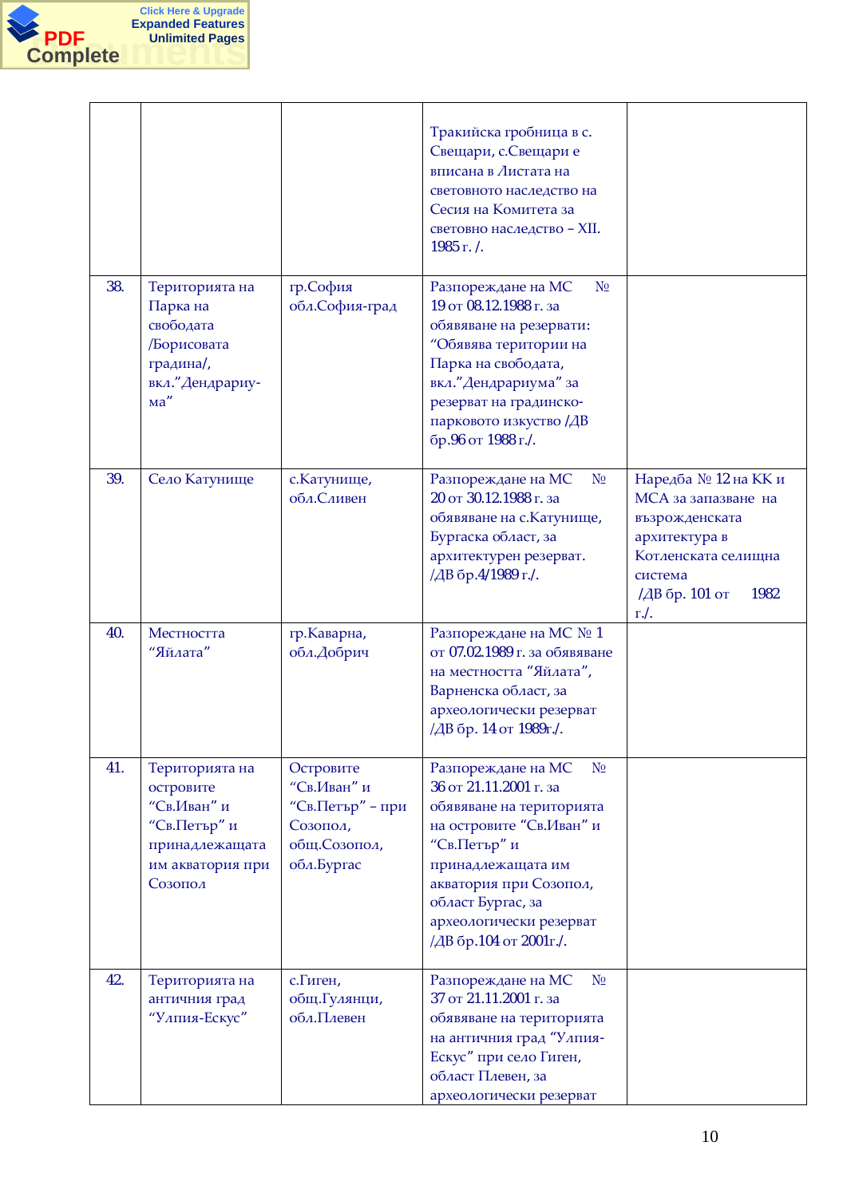| | | | | |
|---|---|---|---|---|
| | | | Тракийска гробница в с. Свещари, с.Свещари е вписана в Листата на световното наследство на Сесия на Комитета за световно наследство – XII. 1985 г. /. | |
| 38. | Територията на Парка на свободата /Борисовата градина/, вкл."Дендрариу-ма" | гр.София обл.София-град | Разпореждане на МС № 19 от 08.12.1988 г. за обявяване на резервати: "Обявява територии на Парка на свободата, вкл."Дендрариума" за резерват на градинско-парковото изкуство /ДВ бр.96 от 1988 г./. | |
| 39. | Село Катунище | с.Катунище, обл.Сливен | Разпореждане на МС № 20 от 30.12.1988 г. за обявяване на с.Катунище, Бургаска област, за архитектурен резерват. /ДВ бр.4/1989 г./. | Наредба № 12 на КК и МСА за запазване на възрожденската архитектура в Котленската селищна система /ДВ бр. 101 от 1982 г./. |
| 40. | Местността "Яйлата" | гр.Каварна, обл.Добрич | Разпореждане на МС № 1 от 07.02.1989 г. за обявяване на местността "Яйлата", Варненска област, за археологически резерват /ДВ бр. 14 от 1989г./. | |
| 41. | Територията на островите "Св.Иван" и "Св.Петър" и принадлежащата им акватория при Созопол | Островите "Св.Иван" и "Св.Петър" – при Созопол, общ.Созопол, обл.Бургас | Разпореждане на МС № 36 от 21.11.2001 г. за обявяване на територията на островите "Св.Иван" и "Св.Петър" и принадлежащата им акватория при Созопол, област Бургас, за археологически резерват /ДВ бр.104 от 2001г./. | |
| 42. | Територията на античния град "Улпия-Ескус" | с.Гиген, общ.Гулянци, обл.Плевен | Разпореждане на МС № 37 от 21.11.2001 г. за обявяване на територията на античния град "Улпия-Ескус" при село Гиген, област Плевен, за археологически резерват | |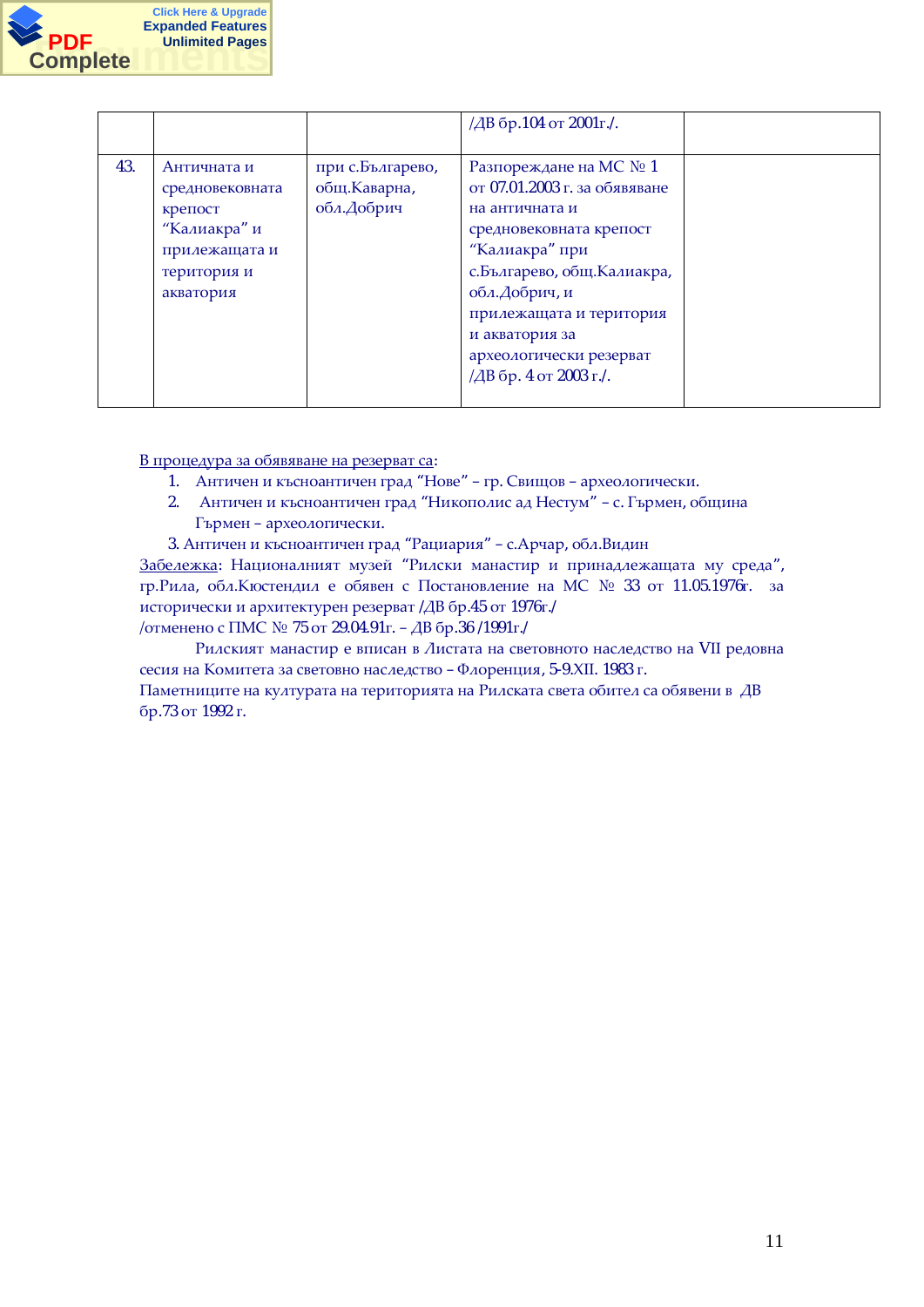| | | | | |
|---|---|---|---|---|
| | | | /ДВ бр.104 от 2001г./. | |
| 43. | Античната и средновековната крепост "Калиакра" и прилежащата територия и акватория | при с.Българево, общ.Каварна, обл.Добрич | Разпореждане на МС № 1 от 07.01.2003 г. за обявяване на античната и средновековната крепост "Калиакра" при с.Българево, общ.Калиакра, обл.Добрич, и прилежащата и територия и акватория за археологически резерват /ДВ бр. 4 от 2003 г./. | |

В процедура за обявяване на резерват са:

1. Античен и късноантичен град "Нове" – гр. Свищов – археологически.
2. Античен и късноантичен град "Никополис ад Нестум" – с. Гърмен, община Гърмен – археологически.
3. Античен и късноантичен град "Рациария" – с.Арчар, обл.Видин

Забележка: Националният музей "Рилски манастир и принадлежащата му среда", гр.Рила, обл.Кюстендил е обявен с Постановление на МС № 33 от 11.05.1976г. за исторически и архитектурен резерват /ДВ бр.45 от 1976г./
/отменено с ПМС № 75 от 29.04.91г. – ДВ бр.36 /1991г./

Рилският манастир е вписан в Листата на световното наследство на VII редовна сесия на Комитета за световно наследство – Флоренция, 5-9.XII. 1983 г.
Паметниците на културата на територията на Рилската света обител са обявени в ДВ бр.73 от 1992 г.